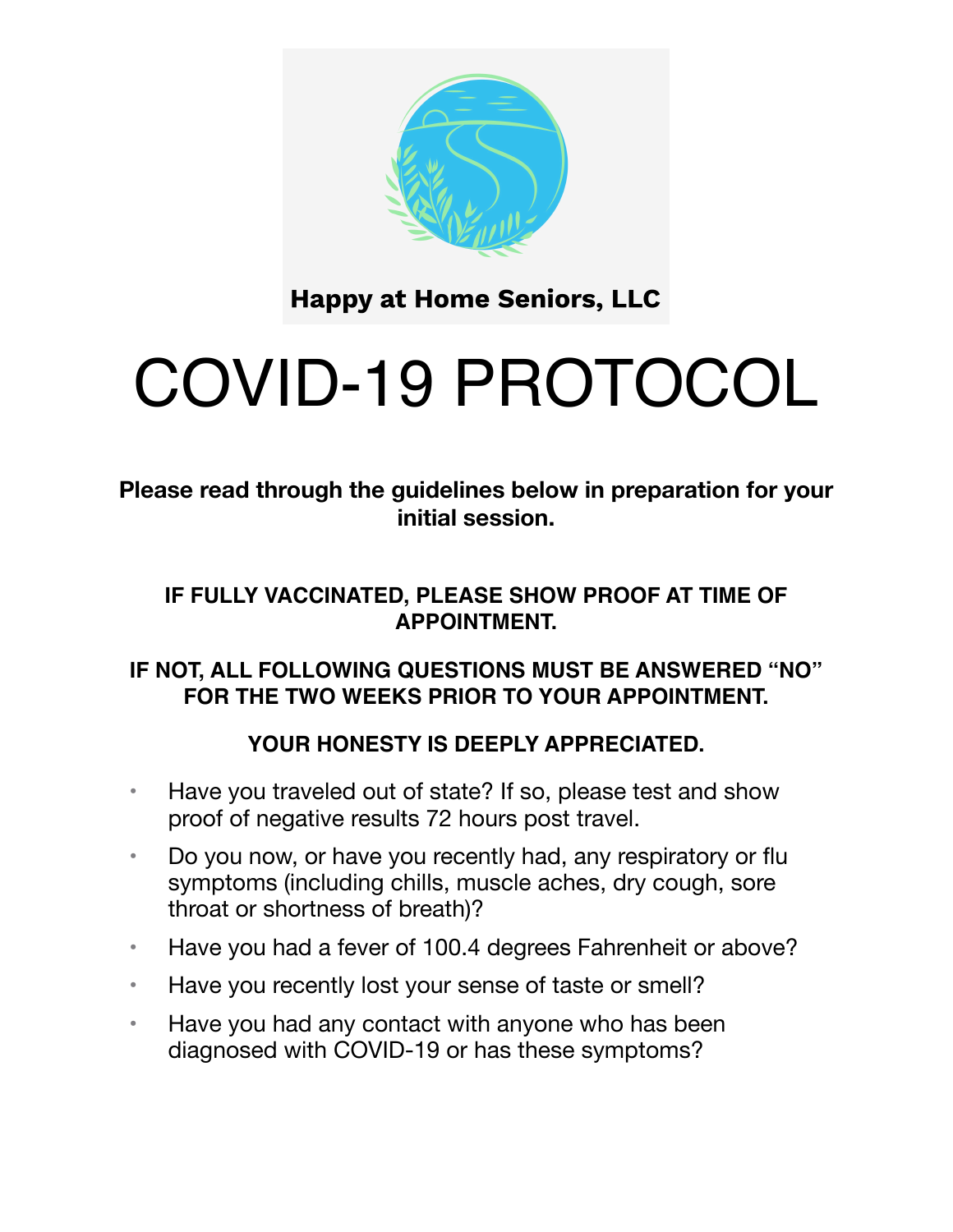**Happy at Home Seniors, LLC**

# COVID-19 PROTOCOL

**Please read through the guidelines below in preparation for your initial session.**

**IF FULLY VACCINATED, PLEASE SHOW PROOF AT TIME OF APPOINTMENT.**

**IF NOT, ALL FOLLOWING QUESTIONS MUST BE ANSWERED "NO" FOR THE TWO WEEKS PRIOR TO YOUR APPOINTMENT.**

**YOUR HONESTY IS DEEPLY APPRECIATED.**

- Have you traveled out of state? If so, please test and show proof of negative results 72 hours post travel.
- Do you now, or have you recently had, any respiratory or flu symptoms (including chills, muscle aches, dry cough, sore throat or shortness of breath)?
- Have you had a fever of 100.4 degrees Fahrenheit or above?
- Have you recently lost your sense of taste or smell?
- Have you had any contact with anyone who has been diagnosed with COVID-19 or has these symptoms?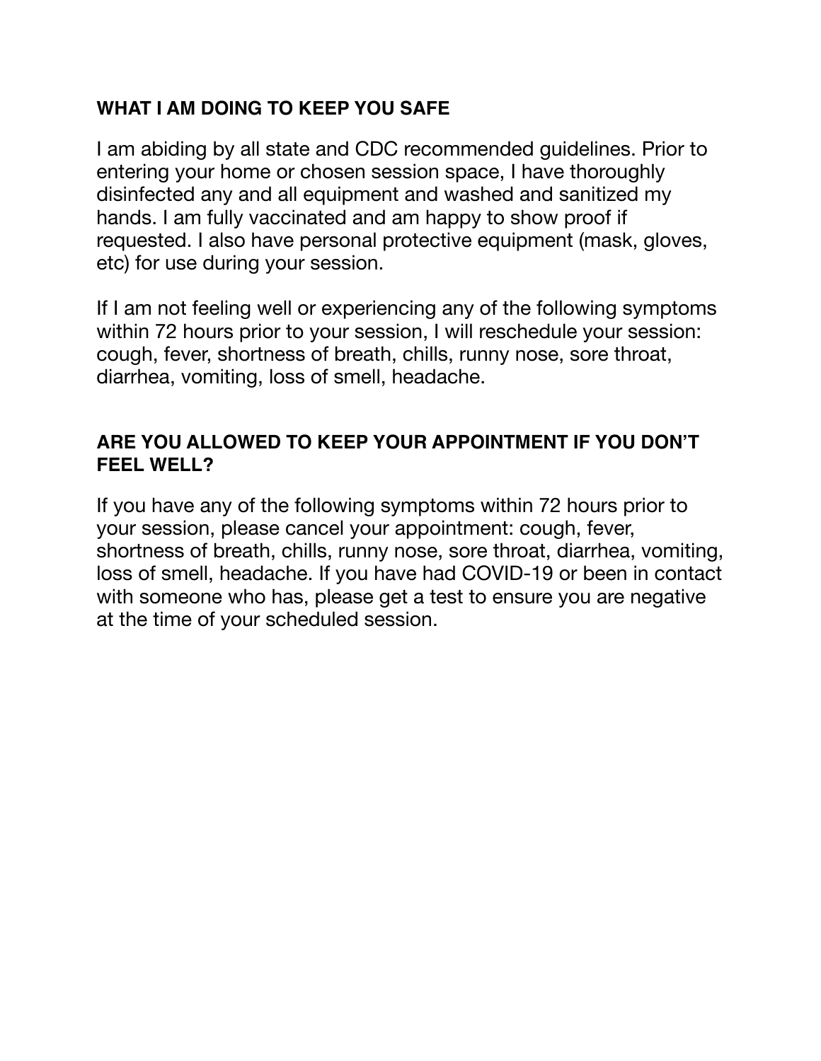**WHAT I AM DOING TO KEEP YOU SAFE**

I am abiding by all state and CDC recommended guidelines. Prior to entering your home or chosen session space, I have thoroughly disinfected any and all equipment and washed and sanitized my hands. I am fully vaccinated and am happy to show proof if requested. I also have personal protective equipment (mask, gloves, etc) for use during your session.

If I am not feeling well or experiencing any of the following symptoms within 72 hours prior to your session, I will reschedule your session: cough, fever, shortness of breath, chills, runny nose, sore throat, diarrhea, vomiting, loss of smell, headache.

**ARE YOU ALLOWED TO KEEP YOUR APPOINTMENT IF YOU DON'T FEEL WELL?**

If you have any of the following symptoms within 72 hours prior to your session, please cancel your appointment: cough, fever, shortness of breath, chills, runny nose, sore throat, diarrhea, vomiting, loss of smell, headache. If you have had COVID-19 or been in contact with someone who has, please get a test to ensure you are negative at the time of your scheduled session.